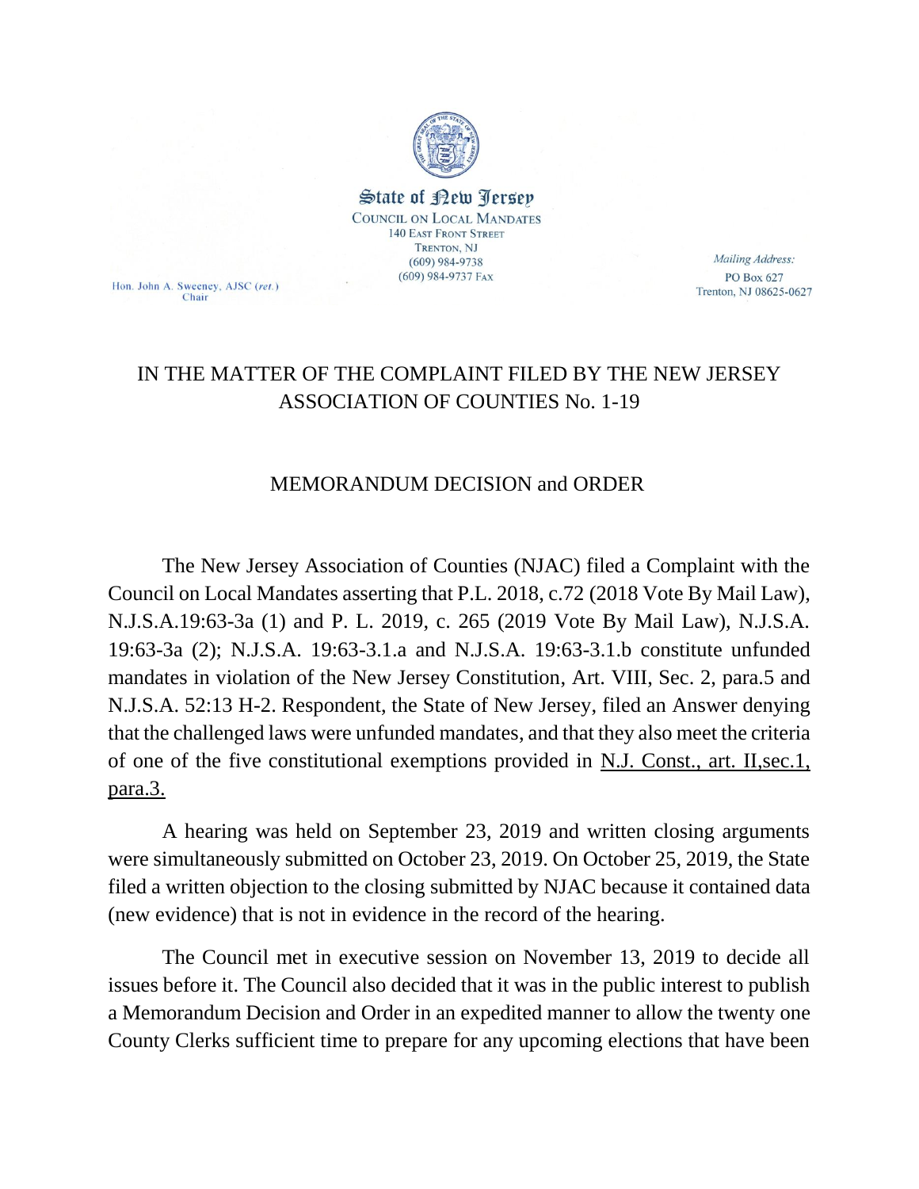State of New Jersey
COUNCIL ON LOCAL MANDATES
140 EAST FRONT STREET
TRENTON, NJ
(609) 984-9738
(609) 984-9737 FAX

Hon. John A. Sweeney, AJSC (*ret.*)
Chair

*Mailing Address:*
PO Box 627
Trenton, NJ 08625-0627

# IN THE MATTER OF THE COMPLAINT FILED BY THE NEW JERSEY ASSOCIATION OF COUNTIES No. 1-19

## MEMORANDUM DECISION and ORDER

The New Jersey Association of Counties (NJAC) filed a Complaint with the Council on Local Mandates asserting that P.L. 2018, c.72 (2018 Vote By Mail Law), N.J.S.A.19:63-3a (1) and P. L. 2019, c. 265 (2019 Vote By Mail Law), N.J.S.A. 19:63-3a (2); N.J.S.A. 19:63-3.1.a and N.J.S.A. 19:63-3.1.b constitute unfunded mandates in violation of the New Jersey Constitution, Art. VIII, Sec. 2, para.5 and N.J.S.A. 52:13 H-2. Respondent, the State of New Jersey, filed an Answer denying that the challenged laws were unfunded mandates, and that they also meet the criteria of one of the five constitutional exemptions provided in N.J. Const., art. II,sec.1, para.3.

A hearing was held on September 23, 2019 and written closing arguments were simultaneously submitted on October 23, 2019. On October 25, 2019, the State filed a written objection to the closing submitted by NJAC because it contained data (new evidence) that is not in evidence in the record of the hearing.

The Council met in executive session on November 13, 2019 to decide all issues before it. The Council also decided that it was in the public interest to publish a Memorandum Decision and Order in an expedited manner to allow the twenty one County Clerks sufficient time to prepare for any upcoming elections that have been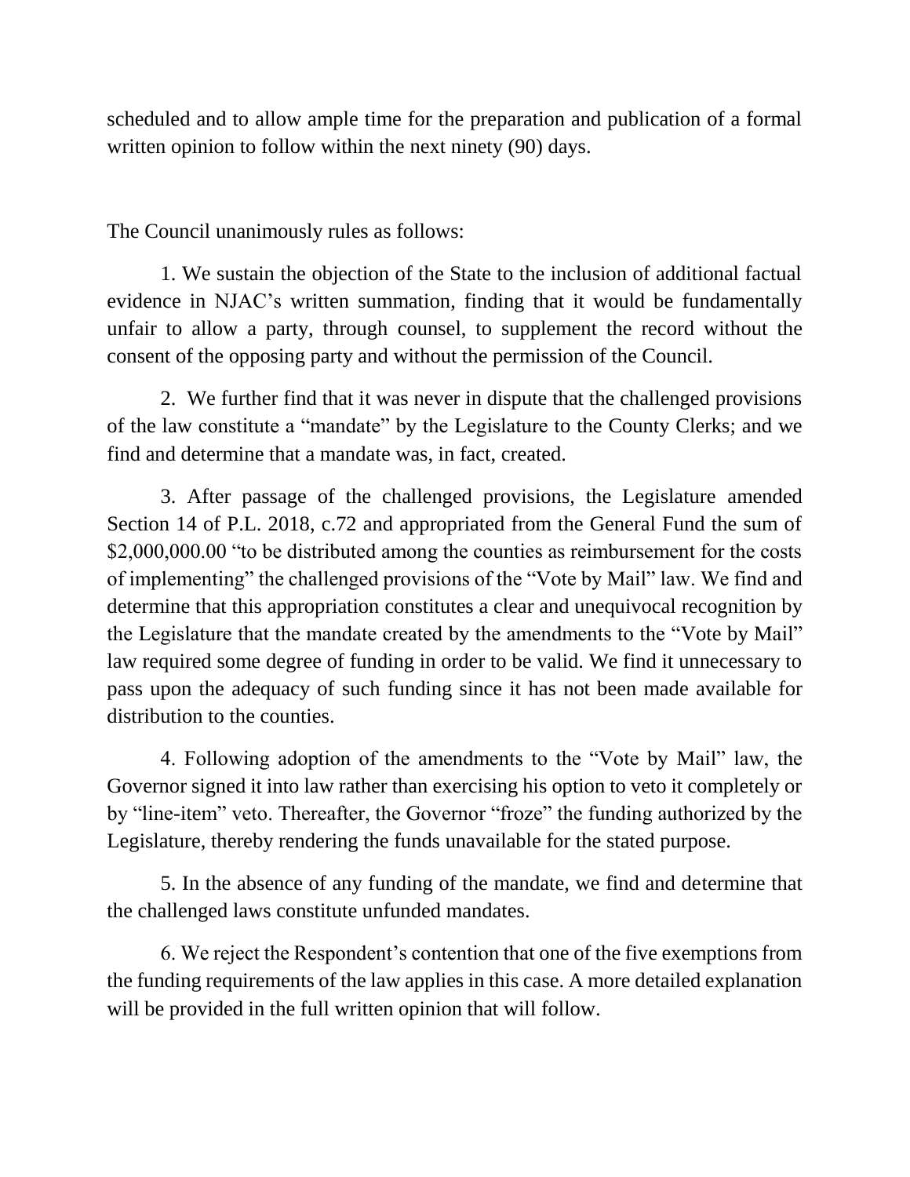scheduled and to allow ample time for the preparation and publication of a formal written opinion to follow within the next ninety (90) days.

The Council unanimously rules as follows:

1. We sustain the objection of the State to the inclusion of additional factual evidence in NJAC's written summation, finding that it would be fundamentally unfair to allow a party, through counsel, to supplement the record without the consent of the opposing party and without the permission of the Council.

2. We further find that it was never in dispute that the challenged provisions of the law constitute a "mandate" by the Legislature to the County Clerks; and we find and determine that a mandate was, in fact, created.

3. After passage of the challenged provisions, the Legislature amended Section 14 of P.L. 2018, c.72 and appropriated from the General Fund the sum of $2,000,000.00 "to be distributed among the counties as reimbursement for the costs of implementing" the challenged provisions of the "Vote by Mail" law. We find and determine that this appropriation constitutes a clear and unequivocal recognition by the Legislature that the mandate created by the amendments to the "Vote by Mail" law required some degree of funding in order to be valid. We find it unnecessary to pass upon the adequacy of such funding since it has not been made available for distribution to the counties.

4. Following adoption of the amendments to the "Vote by Mail" law, the Governor signed it into law rather than exercising his option to veto it completely or by "line-item" veto. Thereafter, the Governor "froze" the funding authorized by the Legislature, thereby rendering the funds unavailable for the stated purpose.

5. In the absence of any funding of the mandate, we find and determine that the challenged laws constitute unfunded mandates.

6. We reject the Respondent's contention that one of the five exemptions from the funding requirements of the law applies in this case. A more detailed explanation will be provided in the full written opinion that will follow.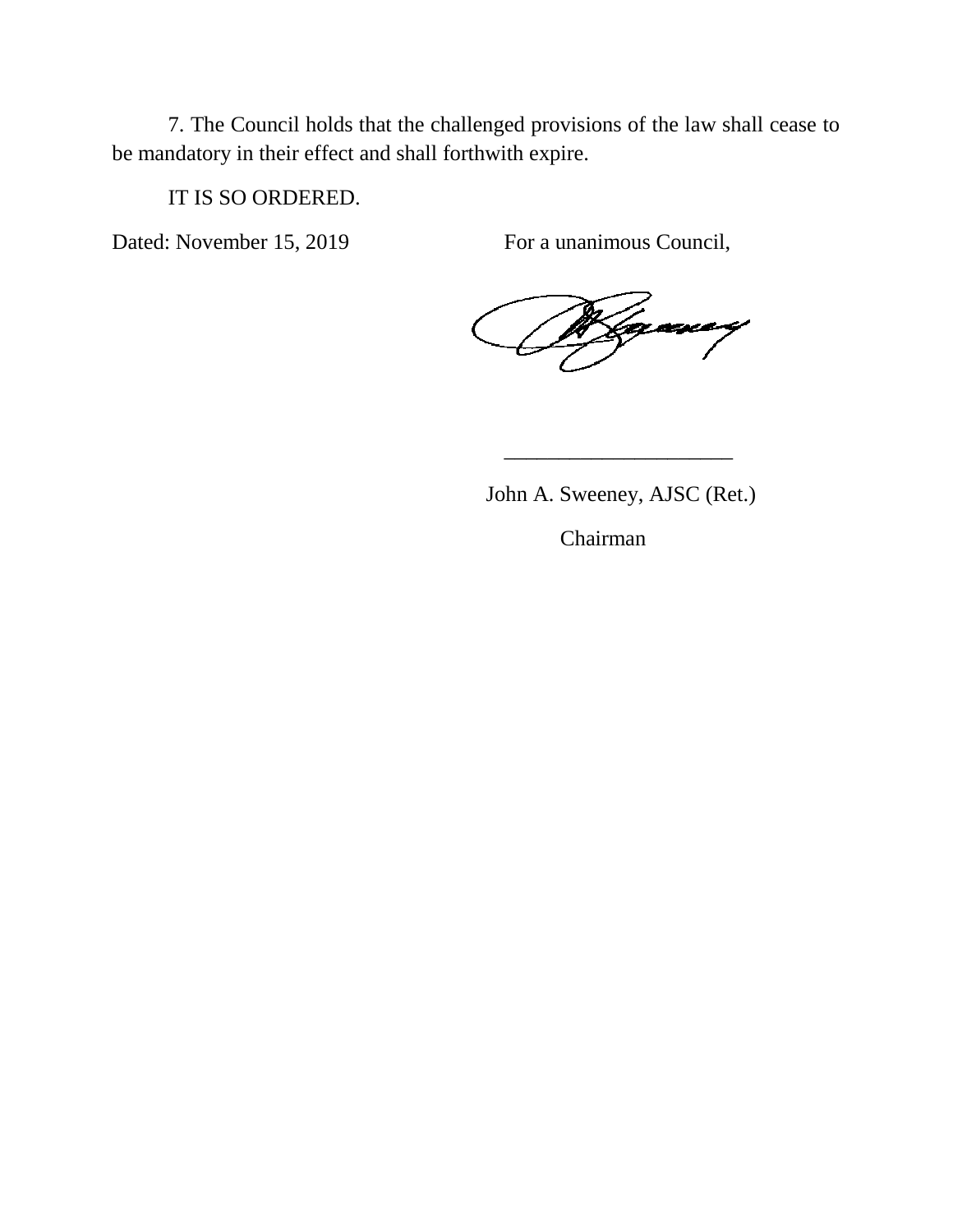7. The Council holds that the challenged provisions of the law shall cease to be mandatory in their effect and shall forthwith expire.

IT IS SO ORDERED.

Dated: November 15, 2019

For a unanimous Council,

\_\_\_\_\_\_\_\_\_\_\_\_\_\_\_\_\_\_\_\_\_\_

John A. Sweeney, AJSC (Ret.)

Chairman